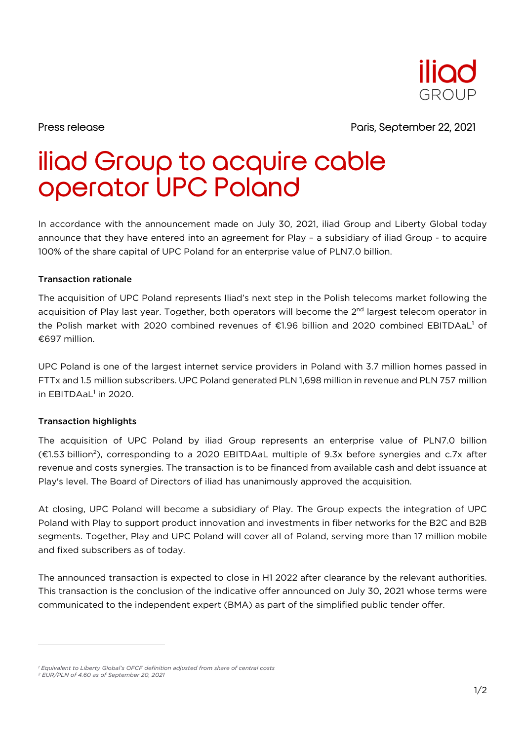Press release

Paris, September 22, 2021

# iliad Group to acquire cable operator UPC Poland

In accordance with the announcement made on July 30, 2021, iliad Group and Liberty Global today announce that they have entered into an agreement for Play – a subsidiary of iliad Group - to acquire 100% of the share capital of UPC Poland for an enterprise value of PLN7.0 billion.

**Transaction rationale**

The acquisition of UPC Poland represents Iliad's next step in the Polish telecoms market following the acquisition of Play last year. Together, both operators will become the 2nd largest telecom operator in the Polish market with 2020 combined revenues of €1.96 billion and 2020 combined EBITDAaL[1] of €697 million.

UPC Poland is one of the largest internet service providers in Poland with 3.7 million homes passed in FTTx and 1.5 million subscribers. UPC Poland generated PLN 1,698 million in revenue and PLN 757 million in EBITDAaL[1] in 2020.

**Transaction highlights**

The acquisition of UPC Poland by iliad Group represents an enterprise value of PLN7.0 billion (€1.53 billion[2]), corresponding to a 2020 EBITDAaL multiple of 9.3x before synergies and c.7x after revenue and costs synergies. The transaction is to be financed from available cash and debt issuance at Play's level. The Board of Directors of iliad has unanimously approved the acquisition.

At closing, UPC Poland will become a subsidiary of Play. The Group expects the integration of UPC Poland with Play to support product innovation and investments in fiber networks for the B2C and B2B segments. Together, Play and UPC Poland will cover all of Poland, serving more than 17 million mobile and fixed subscribers as of today.

The announced transaction is expected to close in H1 2022 after clearance by the relevant authorities. This transaction is the conclusion of the indicative offer announced on July 30, 2021 whose terms were communicated to the independent expert (BMA) as part of the simplified public tender offer.

---

*[1] Equivalent to Liberty Global's OFCF definition adjusted from share of central costs*
*[2] EUR/PLN of 4.60 as of September 20, 2021*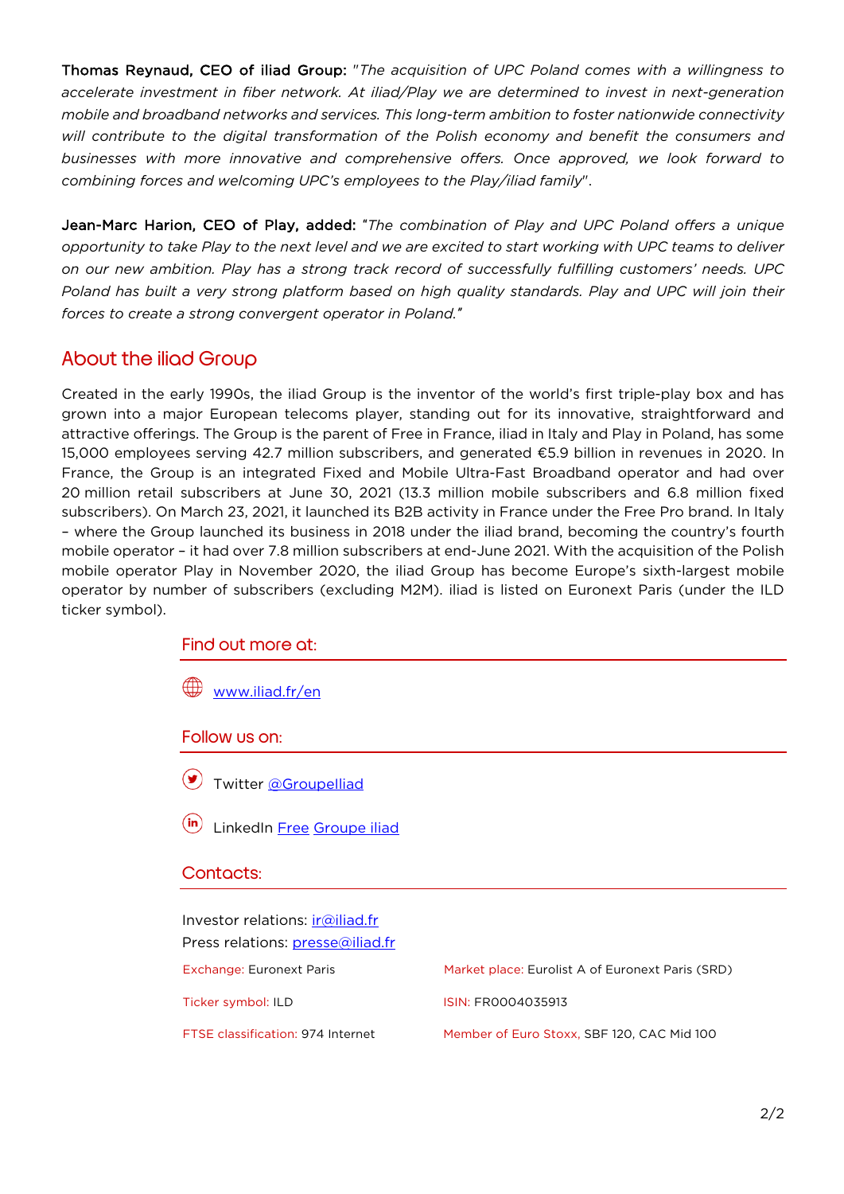**Thomas Reynaud, CEO of iliad Group:** "*The acquisition of UPC Poland comes with a willingness to accelerate investment in fiber network. At iliad/Play we are determined to invest in next-generation mobile and broadband networks and services. This long-term ambition to foster nationwide connectivity will contribute to the digital transformation of the Polish economy and benefit the consumers and businesses with more innovative and comprehensive offers. Once approved, we look forward to combining forces and welcoming UPC's employees to the Play/iliad family*".

**Jean-Marc Harion, CEO of Play, added:** "*The combination of Play and UPC Poland offers a unique opportunity to take Play to the next level and we are excited to start working with UPC teams to deliver on our new ambition. Play has a strong track record of successfully fulfilling customers' needs. UPC Poland has built a very strong platform based on high quality standards. Play and UPC will join their forces to create a strong convergent operator in Poland.*"

## About the iliad Group

Created in the early 1990s, the iliad Group is the inventor of the world's first triple-play box and has grown into a major European telecoms player, standing out for its innovative, straightforward and attractive offerings. The Group is the parent of Free in France, iliad in Italy and Play in Poland, has some 15,000 employees serving 42.7 million subscribers, and generated €5.9 billion in revenues in 2020. In France, the Group is an integrated Fixed and Mobile Ultra-Fast Broadband operator and had over 20 million retail subscribers at June 30, 2021 (13.3 million mobile subscribers and 6.8 million fixed subscribers). On March 23, 2021, it launched its B2B activity in France under the Free Pro brand. In Italy – where the Group launched its business in 2018 under the iliad brand, becoming the country's fourth mobile operator – it had over 7.8 million subscribers at end-June 2021. With the acquisition of the Polish mobile operator Play in November 2020, the iliad Group has become Europe's sixth-largest mobile operator by number of subscribers (excluding M2M). iliad is listed on Euronext Paris (under the ILD ticker symbol).

### Find out more at:

www.iliad.fr/en

### Follow us on:

Twitter @GroupeIliad

LinkedIn Free Groupe iliad

### Contacts:

Investor relations: ir@iliad.fr
Press relations: presse@iliad.fr

Exchange: Euronext Paris

Market place: Eurolist A of Euronext Paris (SRD)

Ticker symbol: ILD

ISIN: FR0004035913

FTSE classification: 974 Internet

Member of Euro Stoxx, SBF 120, CAC Mid 100